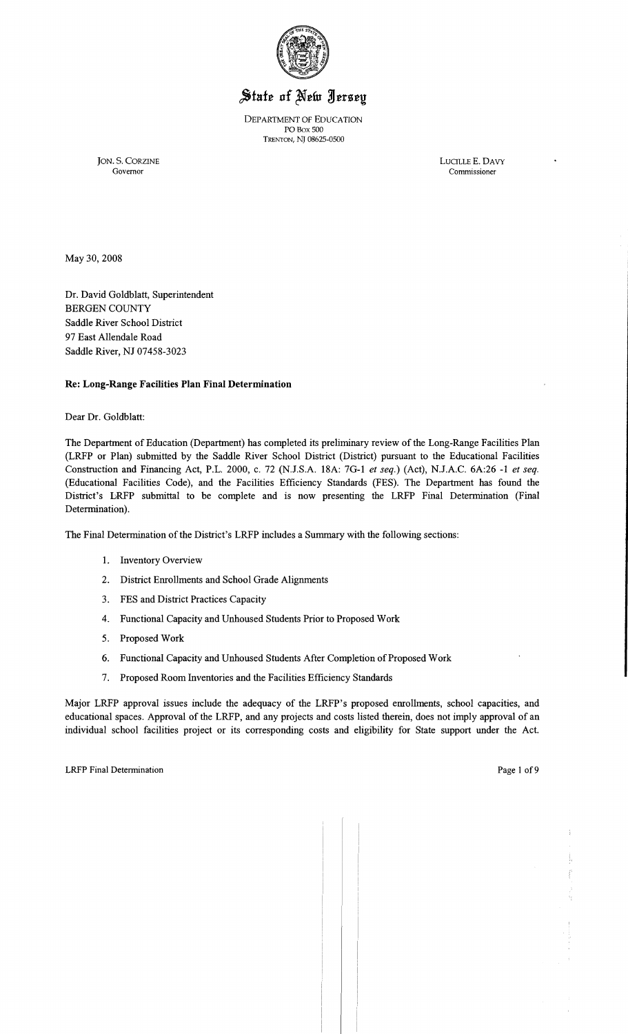# State of New Jersey

DEPARTMENT OF EDUCATION
PO BOX 500
TRENTON, NJ 08625-0500

JON. S. CORZINE
Governor

LUCILLE E. DAVY
Commissioner

May 30, 2008

Dr. David Goldblatt, Superintendent
BERGEN COUNTY
Saddle River School District
97 East Allendale Road
Saddle River, NJ 07458-3023

**Re: Long-Range Facilities Plan Final Determination**

Dear Dr. Goldblatt:

The Department of Education (Department) has completed its preliminary review of the Long-Range Facilities Plan (LRFP or Plan) submitted by the Saddle River School District (District) pursuant to the Educational Facilities Construction and Financing Act, P.L. 2000, c. 72 (N.J.S.A. 18A: 7G-1 *et seq.*) (Act), N.J.A.C. 6A:26 -1 *et seq.* (Educational Facilities Code), and the Facilities Efficiency Standards (FES). The Department has found the District's LRFP submittal to be complete and is now presenting the LRFP Final Determination (Final Determination).

The Final Determination of the District's LRFP includes a Summary with the following sections:

1. Inventory Overview
2. District Enrollments and School Grade Alignments
3. FES and District Practices Capacity
4. Functional Capacity and Unhoused Students Prior to Proposed Work
5. Proposed Work
6. Functional Capacity and Unhoused Students After Completion of Proposed Work
7. Proposed Room Inventories and the Facilities Efficiency Standards

Major LRFP approval issues include the adequacy of the LRFP's proposed enrollments, school capacities, and educational spaces. Approval of the LRFP, and any projects and costs listed therein, does not imply approval of an individual school facilities project or its corresponding costs and eligibility for State support under the Act.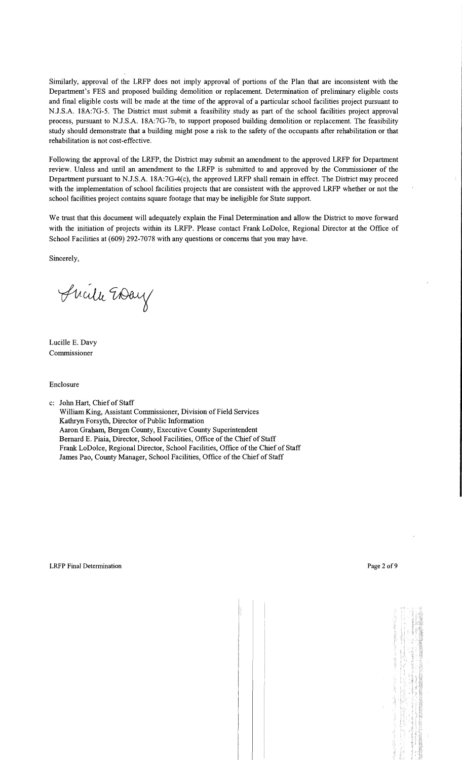Similarly, approval of the LRFP does not imply approval of portions of the Plan that are inconsistent with the Department's FES and proposed building demolition or replacement. Determination of preliminary eligible costs and final eligible costs will be made at the time of the approval of a particular school facilities project pursuant to N.J.S.A. 18A:7G-5. The District must submit a feasibility study as part of the school facilities project approval process, pursuant to N.J.S.A. 18A:7G-7b, to support proposed building demolition or replacement. The feasibility study should demonstrate that a building might pose a risk to the safety of the occupants after rehabilitation or that rehabilitation is not cost-effective.

Following the approval of the LRFP, the District may submit an amendment to the approved LRFP for Department review. Unless and until an amendment to the LRFP is submitted to and approved by the Commissioner of the Department pursuant to N.J.S.A. 18A:7G-4(c), the approved LRFP shall remain in effect. The District may proceed with the implementation of school facilities projects that are consistent with the approved LRFP whether or not the school facilities project contains square footage that may be ineligible for State support.

We trust that this document will adequately explain the Final Determination and allow the District to move forward with the initiation of projects within its LRFP. Please contact Frank LoDolce, Regional Director at the Office of School Facilities at (609) 292-7078 with any questions or concerns that you may have.

Sincerely,

Lucille E. Davy
Commissioner

Enclosure

c: John Hart, Chief of Staff
William King, Assistant Commissioner, Division of Field Services
Kathryn Forsyth, Director of Public Information
Aaron Graham, Bergen County, Executive County Superintendent
Bernard E. Piaia, Director, School Facilities, Office of the Chief of Staff
Frank LoDolce, Regional Director, School Facilities, Office of the Chief of Staff
James Pao, County Manager, School Facilities, Office of the Chief of Staff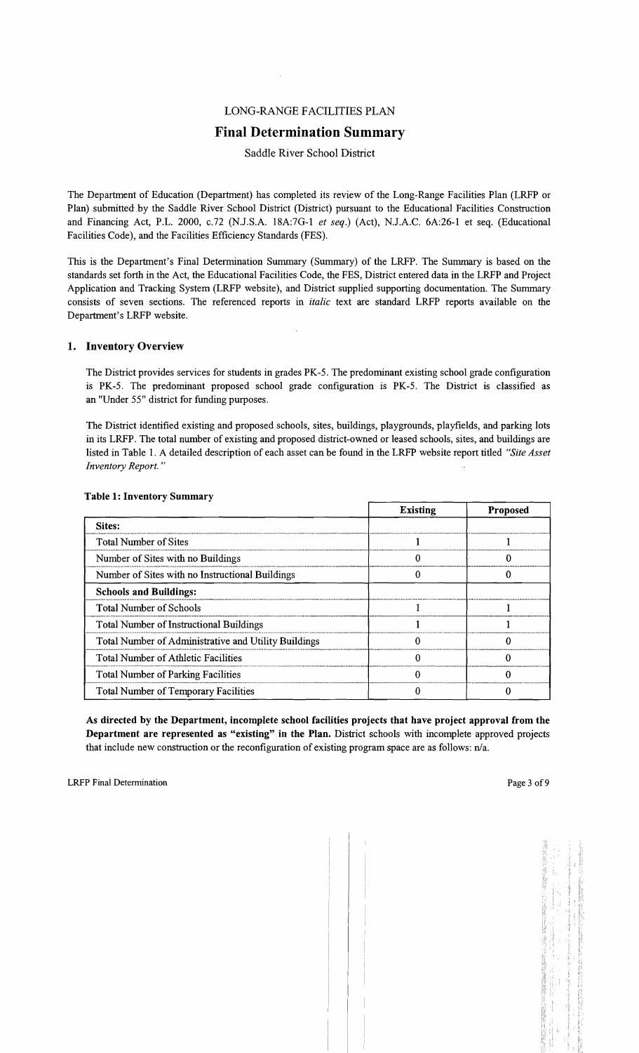LONG-RANGE FACILITIES PLAN

# Final Determination Summary

Saddle River School District

The Department of Education (Department) has completed its review of the Long-Range Facilities Plan (LRFP or Plan) submitted by the Saddle River School District (District) pursuant to the Educational Facilities Construction and Financing Act, P.L. 2000, c.72 (N.J.S.A. 18A:7G-1 *et seq.*) (Act), N.J.A.C. 6A:26-1 et seq. (Educational Facilities Code), and the Facilities Efficiency Standards (FES).

This is the Department's Final Determination Summary (Summary) of the LRFP. The Summary is based on the standards set forth in the Act, the Educational Facilities Code, the FES, District entered data in the LRFP and Project Application and Tracking System (LRFP website), and District supplied supporting documentation. The Summary consists of seven sections. The referenced reports in *italic* text are standard LRFP reports available on the Department's LRFP website.

## 1. Inventory Overview

The District provides services for students in grades PK-5. The predominant existing school grade configuration is PK-5. The predominant proposed school grade configuration is PK-5. The District is classified as an "Under 55" district for funding purposes.

The District identified existing and proposed schools, sites, buildings, playgrounds, playfields, and parking lots in its LRFP. The total number of existing and proposed district-owned or leased schools, sites, and buildings are listed in Table 1. A detailed description of each asset can be found in the LRFP website report titled *"Site Asset Inventory Report."*

**Table 1: Inventory Summary**

| | Existing | Proposed |
|---|---|---|
| **Sites:** | | |
| Total Number of Sites | 1 | 1 |
| Number of Sites with no Buildings | 0 | 0 |
| Number of Sites with no Instructional Buildings | 0 | 0 |
| **Schools and Buildings:** | | |
| Total Number of Schools | 1 | 1 |
| Total Number of Instructional Buildings | 1 | 1 |
| Total Number of Administrative and Utility Buildings | 0 | 0 |
| Total Number of Athletic Facilities | 0 | 0 |
| Total Number of Parking Facilities | 0 | 0 |
| Total Number of Temporary Facilities | 0 | 0 |

**As directed by the Department, incomplete school facilities projects that have project approval from the Department are represented as "existing" in the Plan.** District schools with incomplete approved projects that include new construction or the reconfiguration of existing program space are as follows: n/a.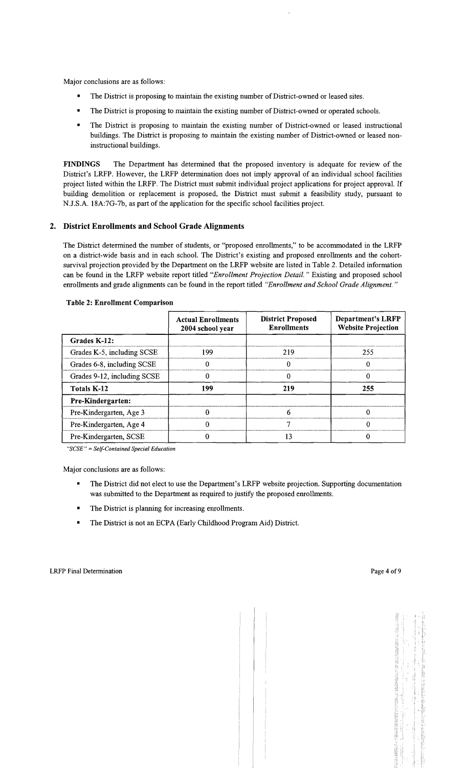Major conclusions are as follows:

- The District is proposing to maintain the existing number of District-owned or leased sites.
- The District is proposing to maintain the existing number of District-owned or operated schools.
- The District is proposing to maintain the existing number of District-owned or leased instructional buildings. The District is proposing to maintain the existing number of District-owned or leased non-instructional buildings.

**FINDINGS** The Department has determined that the proposed inventory is adequate for review of the District's LRFP. However, the LRFP determination does not imply approval of an individual school facilities project listed within the LRFP. The District must submit individual project applications for project approval. If building demolition or replacement is proposed, the District must submit a feasibility study, pursuant to N.J.S.A. 18A:7G-7b, as part of the application for the specific school facilities project.

## 2. District Enrollments and School Grade Alignments

The District determined the number of students, or "proposed enrollments," to be accommodated in the LRFP on a district-wide basis and in each school. The District's existing and proposed enrollments and the cohort-survival projection provided by the Department on the LRFP website are listed in Table 2. Detailed information can be found in the LRFP website report titled *"Enrollment Projection Detail."* Existing and proposed school enrollments and grade alignments can be found in the report titled *"Enrollment and School Grade Alignment."*

**Table 2: Enrollment Comparison**

| | Actual Enrollments 2004 school year | District Proposed Enrollments | Department's LRFP Website Projection |
|---|---|---|---|
| **Grades K-12:** | | | |
| Grades K-5, including SCSE | 199 | 219 | 255 |
| Grades 6-8, including SCSE | 0 | 0 | 0 |
| Grades 9-12, including SCSE | 0 | 0 | 0 |
| **Totals K-12** | **199** | **219** | **255** |
| **Pre-Kindergarten:** | | | |
| Pre-Kindergarten, Age 3 | 0 | 6 | 0 |
| Pre-Kindergarten, Age 4 | 0 | 7 | 0 |
| Pre-Kindergarten, SCSE | 0 | 13 | 0 |

*"SCSE" = Self-Contained Special Education*

Major conclusions are as follows:

- The District did not elect to use the Department's LRFP website projection. Supporting documentation was submitted to the Department as required to justify the proposed enrollments.
- The District is planning for increasing enrollments.
- The District is not an ECPA (Early Childhood Program Aid) District.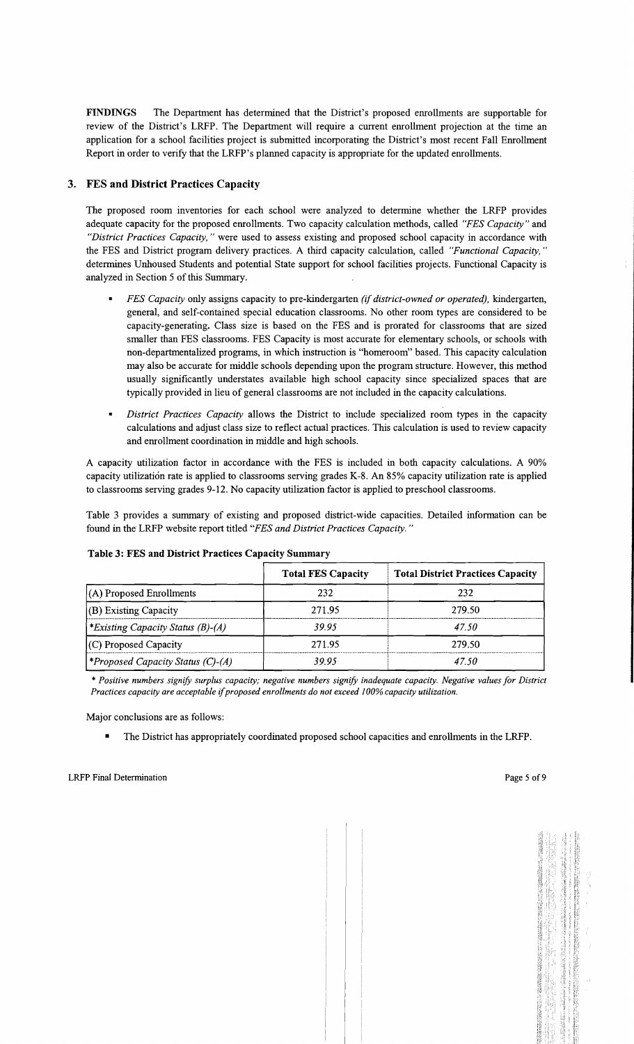**FINDINGS** The Department has determined that the District's proposed enrollments are supportable for review of the District's LRFP. The Department will require a current enrollment projection at the time an application for a school facilities project is submitted incorporating the District's most recent Fall Enrollment Report in order to verify that the LRFP's planned capacity is appropriate for the updated enrollments.

## 3. FES and District Practices Capacity

The proposed room inventories for each school were analyzed to determine whether the LRFP provides adequate capacity for the proposed enrollments. Two capacity calculation methods, called *"FES Capacity"* and *"District Practices Capacity,"* were used to assess existing and proposed school capacity in accordance with the FES and District program delivery practices. A third capacity calculation, called *"Functional Capacity,"* determines Unhoused Students and potential State support for school facilities projects. Functional Capacity is analyzed in Section 5 of this Summary.

- *FES Capacity* only assigns capacity to pre-kindergarten *(if district-owned or operated),* kindergarten, general, and self-contained special education classrooms. No other room types are considered to be capacity-generating. Class size is based on the FES and is prorated for classrooms that are sized smaller than FES classrooms. FES Capacity is most accurate for elementary schools, or schools with non-departmentalized programs, in which instruction is "homeroom" based. This capacity calculation may also be accurate for middle schools depending upon the program structure. However, this method usually significantly understates available high school capacity since specialized spaces that are typically provided in lieu of general classrooms are not included in the capacity calculations.
- *District Practices Capacity* allows the District to include specialized room types in the capacity calculations and adjust class size to reflect actual practices. This calculation is used to review capacity and enrollment coordination in middle and high schools.

A capacity utilization factor in accordance with the FES is included in both capacity calculations. A 90% capacity utilization rate is applied to classrooms serving grades K-8. An 85% capacity utilization rate is applied to classrooms serving grades 9-12. No capacity utilization factor is applied to preschool classrooms.

Table 3 provides a summary of existing and proposed district-wide capacities. Detailed information can be found in the LRFP website report titled *"FES and District Practices Capacity."*

**Table 3: FES and District Practices Capacity Summary**

| | Total FES Capacity | Total District Practices Capacity |
|---|---|---|
| (A) Proposed Enrollments | 232 | 232 |
| (B) Existing Capacity | 271.95 | 279.50 |
| *\*Existing Capacity Status (B)-(A)* | *39.95* | *47.50* |
| (C) Proposed Capacity | 271.95 | 279.50 |
| *\*Proposed Capacity Status (C)-(A)* | *39.95* | *47.50* |

*\* Positive numbers signify surplus capacity; negative numbers signify inadequate capacity. Negative values for District Practices capacity are acceptable if proposed enrollments do not exceed 100% capacity utilization.*

Major conclusions are as follows:

- The District has appropriately coordinated proposed school capacities and enrollments in the LRFP.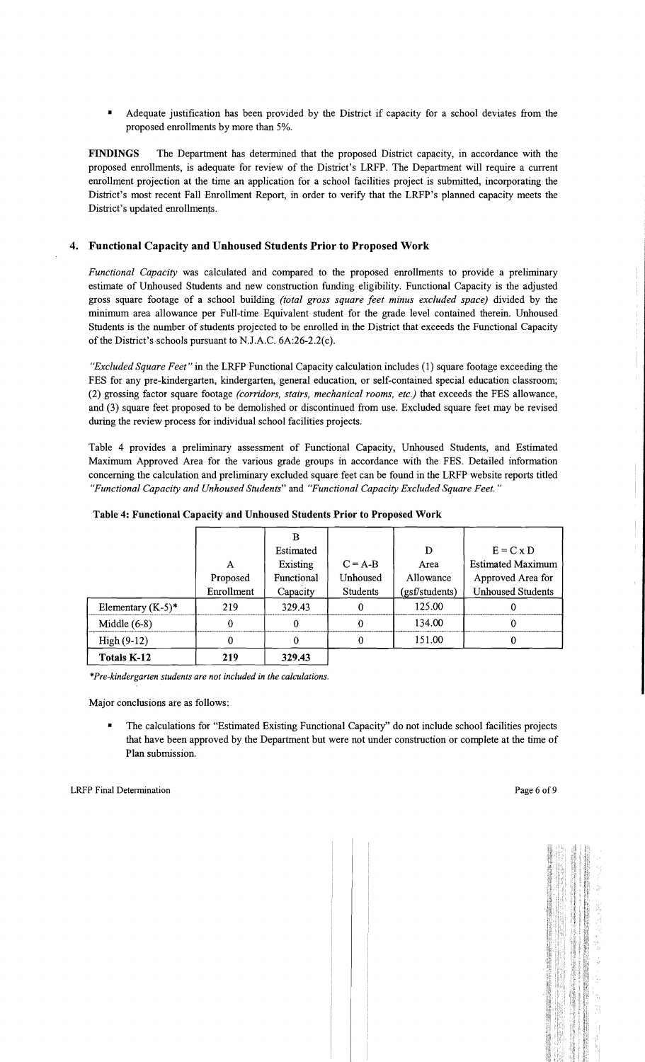- Adequate justification has been provided by the District if capacity for a school deviates from the proposed enrollments by more than 5%.

**FINDINGS** The Department has determined that the proposed District capacity, in accordance with the proposed enrollments, is adequate for review of the District's LRFP. The Department will require a current enrollment projection at the time an application for a school facilities project is submitted, incorporating the District's most recent Fall Enrollment Report, in order to verify that the LRFP's planned capacity meets the District's updated enrollments.

## 4. Functional Capacity and Unhoused Students Prior to Proposed Work

*Functional Capacity* was calculated and compared to the proposed enrollments to provide a preliminary estimate of Unhoused Students and new construction funding eligibility. Functional Capacity is the adjusted gross square footage of a school building *(total gross square feet minus excluded space)* divided by the minimum area allowance per Full-time Equivalent student for the grade level contained therein. Unhoused Students is the number of students projected to be enrolled in the District that exceeds the Functional Capacity of the District's schools pursuant to N.J.A.C. 6A:26-2.2(c).

*"Excluded Square Feet"* in the LRFP Functional Capacity calculation includes (1) square footage exceeding the FES for any pre-kindergarten, kindergarten, general education, or self-contained special education classroom; (2) grossing factor square footage *(corridors, stairs, mechanical rooms, etc.)* that exceeds the FES allowance, and (3) square feet proposed to be demolished or discontinued from use. Excluded square feet may be revised during the review process for individual school facilities projects.

Table 4 provides a preliminary assessment of Functional Capacity, Unhoused Students, and Estimated Maximum Approved Area for the various grade groups in accordance with the FES. Detailed information concerning the calculation and preliminary excluded square feet can be found in the LRFP website reports titled *"Functional Capacity and Unhoused Students"* and *"Functional Capacity Excluded Square Feet."*

**Table 4: Functional Capacity and Unhoused Students Prior to Proposed Work**

| | A Proposed Enrollment | B Estimated Existing Functional Capacity | C = A-B Unhoused Students | D Area Allowance (gsf/students) | E = C x D Estimated Maximum Approved Area for Unhoused Students |
|---|---|---|---|---|---|
| Elementary (K-5)* | 219 | 329.43 | 0 | 125.00 | 0 |
| Middle (6-8) | 0 | 0 | 0 | 134.00 | 0 |
| High (9-12) | 0 | 0 | 0 | 151.00 | 0 |
| **Totals K-12** | **219** | **329.43** | | | |

*\*Pre-kindergarten students are not included in the calculations.*

Major conclusions are as follows:

- The calculations for "Estimated Existing Functional Capacity" do not include school facilities projects that have been approved by the Department but were not under construction or complete at the time of Plan submission.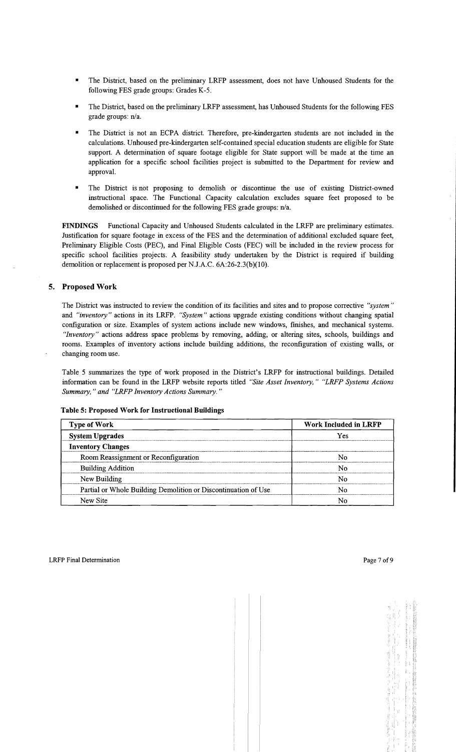- The District, based on the preliminary LRFP assessment, does not have Unhoused Students for the following FES grade groups: Grades K-5.
- The District, based on the preliminary LRFP assessment, has Unhoused Students for the following FES grade groups: n/a.
- The District is not an ECPA district. Therefore, pre-kindergarten students are not included in the calculations. Unhoused pre-kindergarten self-contained special education students are eligible for State support. A determination of square footage eligible for State support will be made at the time an application for a specific school facilities project is submitted to the Department for review and approval.
- The District is not proposing to demolish or discontinue the use of existing District-owned instructional space. The Functional Capacity calculation excludes square feet proposed to be demolished or discontinued for the following FES grade groups: n/a.

**FINDINGS** Functional Capacity and Unhoused Students calculated in the LRFP are preliminary estimates. Justification for square footage in excess of the FES and the determination of additional excluded square feet, Preliminary Eligible Costs (PEC), and Final Eligible Costs (FEC) will be included in the review process for specific school facilities projects. A feasibility study undertaken by the District is required if building demolition or replacement is proposed per N.J.A.C. 6A:26-2.3(b)(10).

## 5. Proposed Work

The District was instructed to review the condition of its facilities and sites and to propose corrective *"system"* and *"inventory"* actions in its LRFP. *"System"* actions upgrade existing conditions without changing spatial configuration or size. Examples of system actions include new windows, finishes, and mechanical systems. *"Inventory"* actions address space problems by removing, adding, or altering sites, schools, buildings and rooms. Examples of inventory actions include building additions, the reconfiguration of existing walls, or changing room use.

Table 5 summarizes the type of work proposed in the District's LRFP for instructional buildings. Detailed information can be found in the LRFP website reports titled *"Site Asset Inventory," "LRFP Systems Actions Summary," and "LRFP Inventory Actions Summary."*

**Table 5: Proposed Work for Instructional Buildings**

| Type of Work | Work Included in LRFP |
|---|---|
| **System Upgrades** | Yes |
| **Inventory Changes** | |
| Room Reassignment or Reconfiguration | No |
| Building Addition | No |
| New Building | No |
| Partial or Whole Building Demolition or Discontinuation of Use | No |
| New Site | No |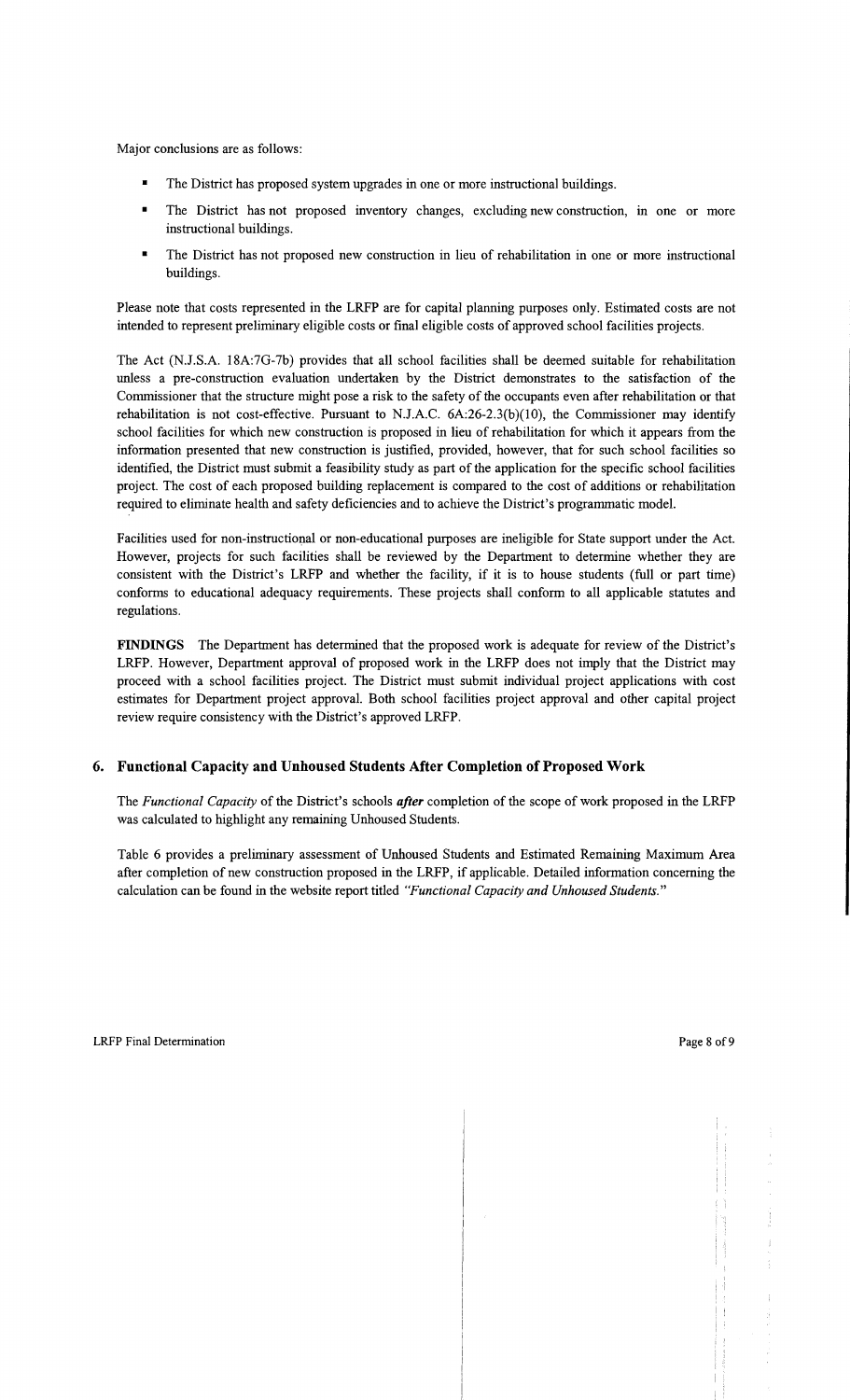Major conclusions are as follows:

- The District has proposed system upgrades in one or more instructional buildings.
- The District has not proposed inventory changes, excluding new construction, in one or more instructional buildings.
- The District has not proposed new construction in lieu of rehabilitation in one or more instructional buildings.

Please note that costs represented in the LRFP are for capital planning purposes only. Estimated costs are not intended to represent preliminary eligible costs or final eligible costs of approved school facilities projects.

The Act (N.J.S.A. 18A:7G-7b) provides that all school facilities shall be deemed suitable for rehabilitation unless a pre-construction evaluation undertaken by the District demonstrates to the satisfaction of the Commissioner that the structure might pose a risk to the safety of the occupants even after rehabilitation or that rehabilitation is not cost-effective. Pursuant to N.J.A.C. 6A:26-2.3(b)(10), the Commissioner may identify school facilities for which new construction is proposed in lieu of rehabilitation for which it appears from the information presented that new construction is justified, provided, however, that for such school facilities so identified, the District must submit a feasibility study as part of the application for the specific school facilities project. The cost of each proposed building replacement is compared to the cost of additions or rehabilitation required to eliminate health and safety deficiencies and to achieve the District's programmatic model.

Facilities used for non-instructional or non-educational purposes are ineligible for State support under the Act. However, projects for such facilities shall be reviewed by the Department to determine whether they are consistent with the District's LRFP and whether the facility, if it is to house students (full or part time) conforms to educational adequacy requirements. These projects shall conform to all applicable statutes and regulations.

**FINDINGS** The Department has determined that the proposed work is adequate for review of the District's LRFP. However, Department approval of proposed work in the LRFP does not imply that the District may proceed with a school facilities project. The District must submit individual project applications with cost estimates for Department project approval. Both school facilities project approval and other capital project review require consistency with the District's approved LRFP.

## 6. Functional Capacity and Unhoused Students After Completion of Proposed Work

The *Functional Capacity* of the District's schools ***after*** completion of the scope of work proposed in the LRFP was calculated to highlight any remaining Unhoused Students.

Table 6 provides a preliminary assessment of Unhoused Students and Estimated Remaining Maximum Area after completion of new construction proposed in the LRFP, if applicable. Detailed information concerning the calculation can be found in the website report titled *"Functional Capacity and Unhoused Students."*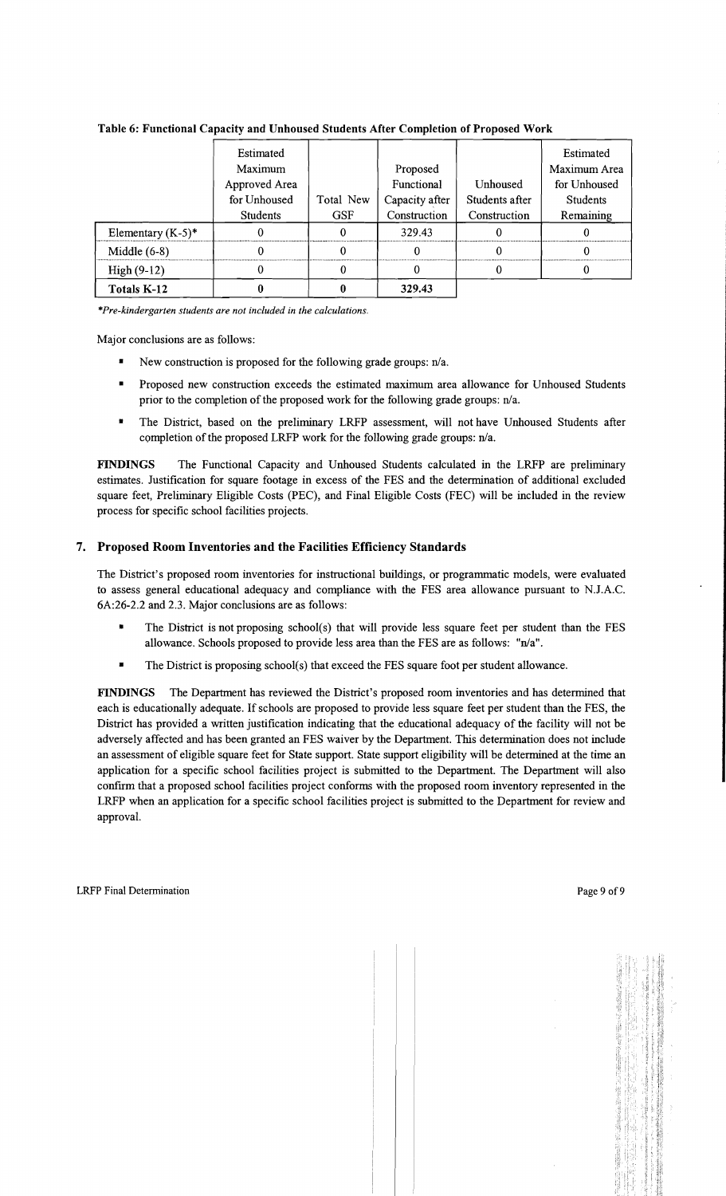**Table 6: Functional Capacity and Unhoused Students After Completion of Proposed Work**

| | Estimated Maximum Approved Area for Unhoused Students | Total New GSF | Proposed Functional Capacity after Construction | Unhoused Students after Construction | Estimated Maximum Area for Unhoused Students Remaining |
|---|---|---|---|---|---|
| Elementary (K-5)* | 0 | 0 | 329.43 | 0 | 0 |
| Middle (6-8) | 0 | 0 | 0 | 0 | 0 |
| High (9-12) | 0 | 0 | 0 | 0 | 0 |
| **Totals K-12** | **0** | **0** | **329.43** | | |

*\*Pre-kindergarten students are not included in the calculations.*

Major conclusions are as follows:

- New construction is proposed for the following grade groups: n/a.
- Proposed new construction exceeds the estimated maximum area allowance for Unhoused Students prior to the completion of the proposed work for the following grade groups: n/a.
- The District, based on the preliminary LRFP assessment, will not have Unhoused Students after completion of the proposed LRFP work for the following grade groups: n/a.

**FINDINGS** The Functional Capacity and Unhoused Students calculated in the LRFP are preliminary estimates. Justification for square footage in excess of the FES and the determination of additional excluded square feet, Preliminary Eligible Costs (PEC), and Final Eligible Costs (FEC) will be included in the review process for specific school facilities projects.

## 7. Proposed Room Inventories and the Facilities Efficiency Standards

The District's proposed room inventories for instructional buildings, or programmatic models, were evaluated to assess general educational adequacy and compliance with the FES area allowance pursuant to N.J.A.C. 6A:26-2.2 and 2.3. Major conclusions are as follows:

- The District is not proposing school(s) that will provide less square feet per student than the FES allowance. Schools proposed to provide less area than the FES are as follows: "n/a".
- The District is proposing school(s) that exceed the FES square foot per student allowance.

**FINDINGS** The Department has reviewed the District's proposed room inventories and has determined that each is educationally adequate. If schools are proposed to provide less square feet per student than the FES, the District has provided a written justification indicating that the educational adequacy of the facility will not be adversely affected and has been granted an FES waiver by the Department. This determination does not include an assessment of eligible square feet for State support. State support eligibility will be determined at the time an application for a specific school facilities project is submitted to the Department. The Department will also confirm that a proposed school facilities project conforms with the proposed room inventory represented in the LRFP when an application for a specific school facilities project is submitted to the Department for review and approval.